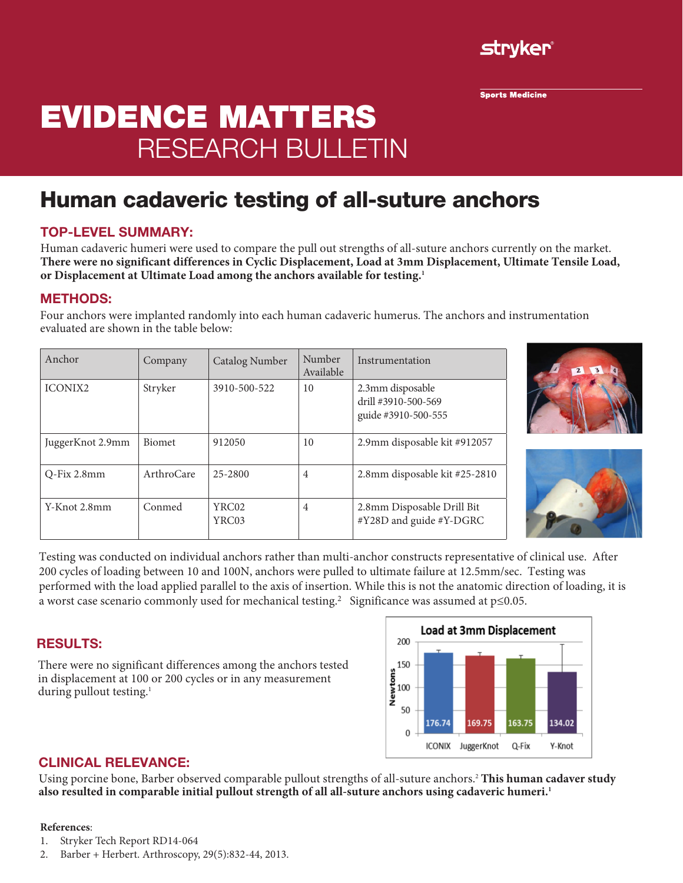stryker

Sports Medicine

# EVIDENCE MATTERS
## RESEARCH BULLETIN

# Human cadaveric testing of all-suture anchors

### TOP-LEVEL SUMMARY:

Human cadaveric humeri were used to compare the pull out strengths of all-suture anchors currently on the market. **There were no significant differences in Cyclic Displacement, Load at 3mm Displacement, Ultimate Tensile Load, or Displacement at Ultimate Load among the anchors available for testing.**[1]

### METHODS:

Four anchors were implanted randomly into each human cadaveric humerus. The anchors and instrumentation evaluated are shown in the table below:

| Anchor | Company | Catalog Number | Number Available | Instrumentation |
|---|---|---|---|---|
| ICONIX2 | Stryker | 3910-500-522 | 10 | 2.3mm disposable drill #3910-500-569 guide #3910-500-555 |
| JuggerKnot 2.9mm | Biomet | 912050 | 10 | 2.9mm disposable kit #912057 |
| Q-Fix 2.8mm | ArthroCare | 25-2800 | 4 | 2.8mm disposable kit #25-2810 |
| Y-Knot 2.8mm | Conmed | YRC02 YRC03 | 4 | 2.8mm Disposable Drill Bit #Y28D and guide #Y-DGRC |

Testing was conducted on individual anchors rather than multi-anchor constructs representative of clinical use. After 200 cycles of loading between 10 and 100N, anchors were pulled to ultimate failure at 12.5mm/sec. Testing was performed with the load applied parallel to the axis of insertion. While this is not the anatomic direction of loading, it is a worst case scenario commonly used for mechanical testing.[2] Significance was assumed at $p \leq 0.05$.

### RESULTS:

There were no significant differences among the anchors tested in displacement at 100 or 200 cycles or in any measurement during pullout testing.[1]

**Load at 3mm Displacement**

| Anchor | Newtons |
|---|---|
| ICONIX | 176.74 |
| JuggerKnot | 169.75 |
| Q-Fix | 163.75 |
| Y-Knot | 134.02 |

### CLINICAL RELEVANCE:

Using porcine bone, Barber observed comparable pullout strengths of all-suture anchors.[2] **This human cadaver study also resulted in comparable initial pullout strength of all all-suture anchors using cadaveric humeri.**[1]

**References**:

1. Stryker Tech Report RD14-064
2. Barber + Herbert. Arthroscopy, 29(5):832-44, 2013.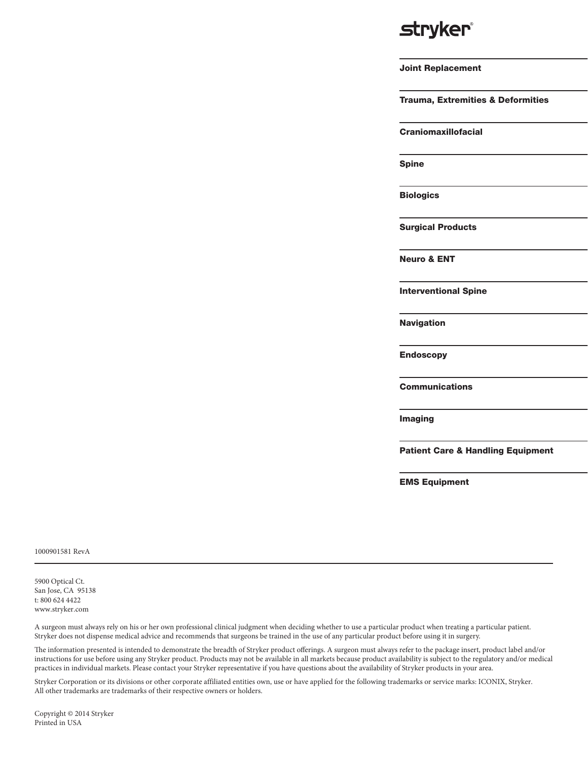stryker

**Joint Replacement**

**Trauma, Extremities & Deformities**

**Craniomaxillofacial**

**Spine**

**Biologics**

**Surgical Products**

**Neuro & ENT**

**Interventional Spine**

**Navigation**

**Endoscopy**

**Communications**

**Imaging**

**Patient Care & Handling Equipment**

**EMS Equipment**

1000901581 RevA

5900 Optical Ct.
San Jose, CA 95138
t: 800 624 4422
www.stryker.com

A surgeon must always rely on his or her own professional clinical judgment when deciding whether to use a particular product when treating a particular patient. Stryker does not dispense medical advice and recommends that surgeons be trained in the use of any particular product before using it in surgery.

The information presented is intended to demonstrate the breadth of Stryker product offerings. A surgeon must always refer to the package insert, product label and/or instructions for use before using any Stryker product. Products may not be available in all markets because product availability is subject to the regulatory and/or medical practices in individual markets. Please contact your Stryker representative if you have questions about the availability of Stryker products in your area.

Stryker Corporation or its divisions or other corporate affiliated entities own, use or have applied for the following trademarks or service marks: ICONIX, Stryker. All other trademarks are trademarks of their respective owners or holders.

Copyright © 2014 Stryker
Printed in USA